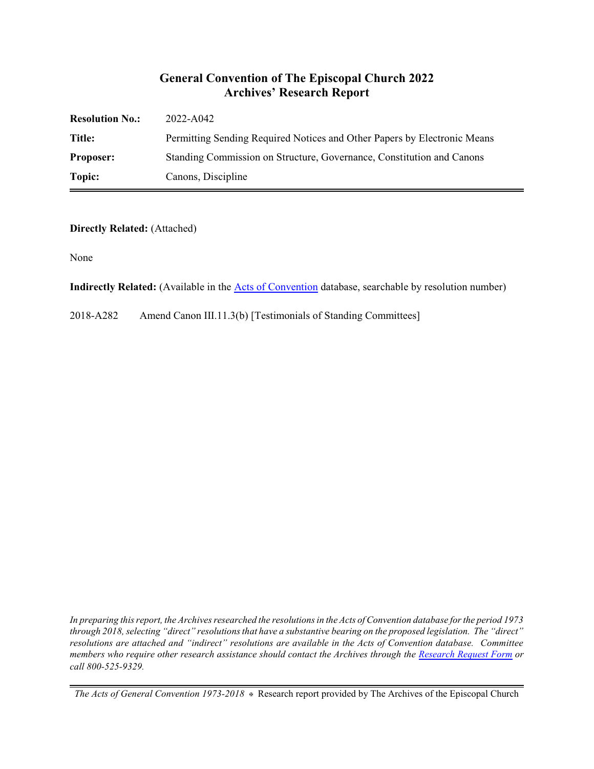# General Convention of The Episcopal Church 2022
## Archives' Research Report

| | |
|---|---|
| **Resolution No.:** | 2022-A042 |
| **Title:** | Permitting Sending Required Notices and Other Papers by Electronic Means |
| **Proposer:** | Standing Commission on Structure, Governance, Constitution and Canons |
| **Topic:** | Canons, Discipline |

**Directly Related:** (Attached)

None

**Indirectly Related:** (Available in the [Acts of Convention]() database, searchable by resolution number)

2018-A282 Amend Canon III.11.3(b) [Testimonials of Standing Committees]

*In preparing this report, the Archives researched the resolutions in the Acts of Convention database for the period 1973 through 2018, selecting "direct" resolutions that have a substantive bearing on the proposed legislation. The "direct" resolutions are attached and "indirect" resolutions are available in the Acts of Convention database. Committee members who require other research assistance should contact the Archives through the [Research Request Form]() or call 800-525-9329.*

*The Acts of General Convention 1973-2018* ⊕ Research report provided by The Archives of the Episcopal Church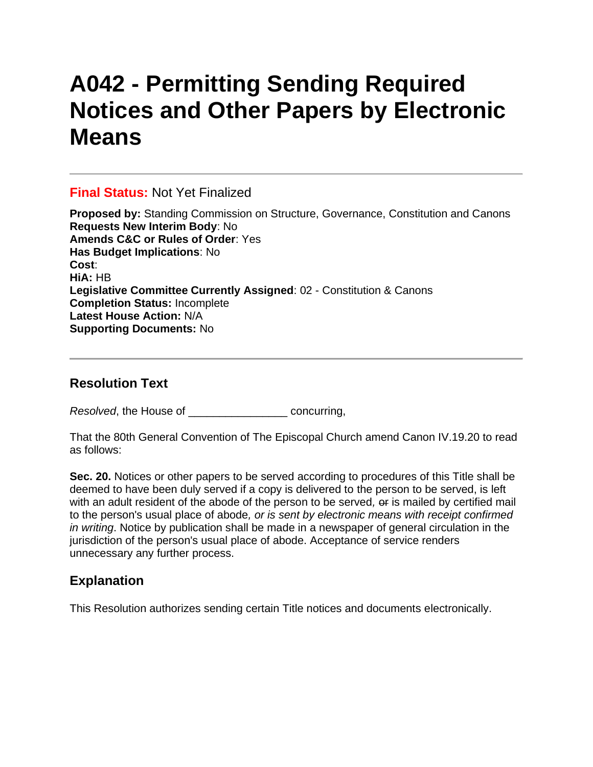# A042 - Permitting Sending Required Notices and Other Papers by Electronic Means

**Final Status:** Not Yet Finalized

**Proposed by:** Standing Commission on Structure, Governance, Constitution and Canons
**Requests New Interim Body**: No
**Amends C&C or Rules of Order**: Yes
**Has Budget Implications**: No
**Cost**:
**HiA:** HB
**Legislative Committee Currently Assigned**: 02 - Constitution & Canons
**Completion Status:** Incomplete
**Latest House Action:** N/A
**Supporting Documents:** No

---

## Resolution Text

*Resolved*, the House of _______________ concurring,

That the 80th General Convention of The Episcopal Church amend Canon IV.19.20 to read as follows:

**Sec. 20.** Notices or other papers to be served according to procedures of this Title shall be deemed to have been duly served if a copy is delivered to the person to be served, is left with an adult resident of the abode of the person to be served*,* ~~or~~ is mailed by certified mail to the person's usual place of abode*, or is sent by electronic means with receipt confirmed in writing*. Notice by publication shall be made in a newspaper of general circulation in the jurisdiction of the person's usual place of abode. Acceptance of service renders unnecessary any further process.

## Explanation

This Resolution authorizes sending certain Title notices and documents electronically.